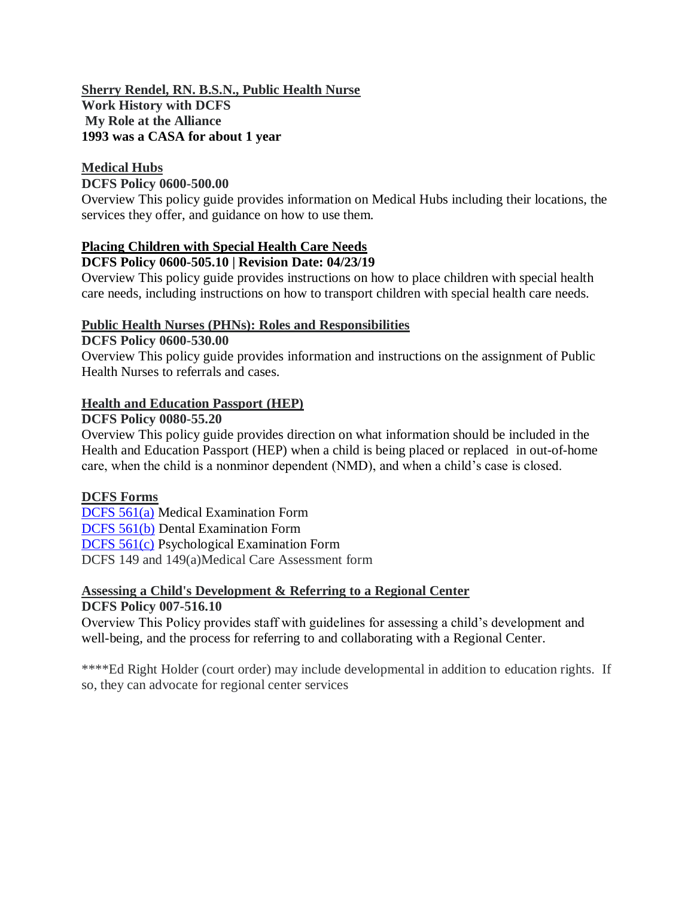**<u>Sherry Rendel, RN. B.S.N., Public Health Nurse</u>**
**Work History with DCFS**
**My Role at the Alliance**
**1993 was a CASA for about 1 year**

**<u>Medical Hubs</u>**
**DCFS Policy 0600-500.00**
Overview This policy guide provides information on Medical Hubs including their locations, the services they offer, and guidance on how to use them.

**<u>Placing Children with Special Health Care Needs</u>**
**DCFS Policy 0600-505.10 | Revision Date: 04/23/19**
Overview This policy guide provides instructions on how to place children with special health care needs, including instructions on how to transport children with special health care needs.

**<u>Public Health Nurses (PHNs): Roles and Responsibilities</u>**
**DCFS Policy 0600-530.00**
Overview This policy guide provides information and instructions on the assignment of Public Health Nurses to referrals and cases.

**<u>Health and Education Passport (HEP)</u>**
**DCFS Policy 0080-55.20**
Overview This policy guide provides direction on what information should be included in the Health and Education Passport (HEP) when a child is being placed or replaced in out-of-home care, when the child is a nonminor dependent (NMD), and when a child's case is closed.

**<u>DCFS Forms</u>**
DCFS 561(a) Medical Examination Form
DCFS 561(b) Dental Examination Form
DCFS 561(c) Psychological Examination Form
DCFS 149 and 149(a)Medical Care Assessment form

**<u>Assessing a Child's Development & Referring to a Regional Center</u>**
**DCFS Policy 007-516.10**
Overview This Policy provides staff with guidelines for assessing a child's development and well-being, and the process for referring to and collaborating with a Regional Center.

****Ed Right Holder (court order) may include developmental in addition to education rights. If so, they can advocate for regional center services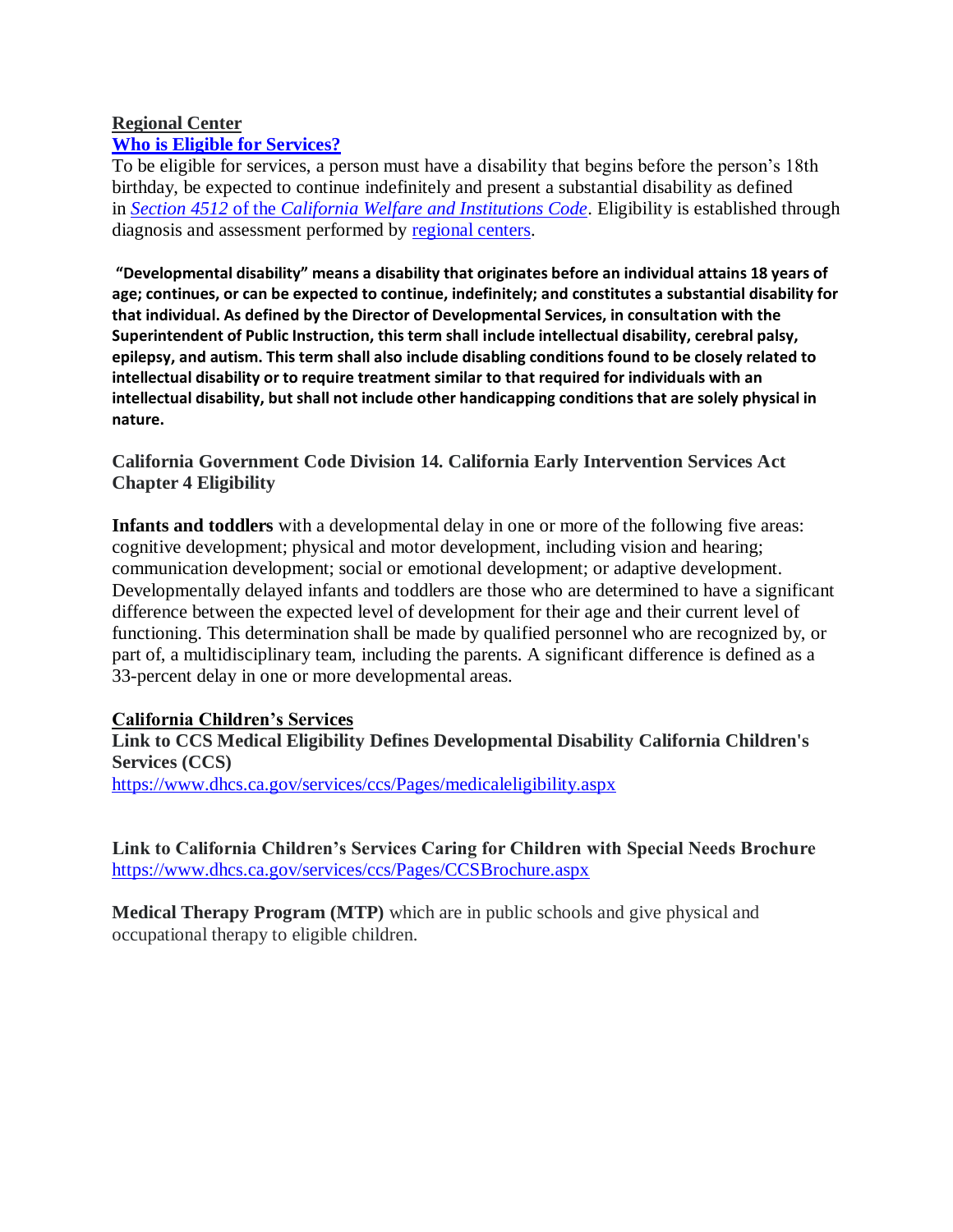**Regional Center**

**[Who is Eligible for Services?](#)**

To be eligible for services, a person must have a disability that begins before the person's 18th birthday, be expected to continue indefinitely and present a substantial disability as defined in *[Section 4512](#)* [of the](#) *[California Welfare and Institutions Code](#)*. Eligibility is established through diagnosis and assessment performed by [regional centers](#).

**"Developmental disability" means a disability that originates before an individual attains 18 years of age; continues, or can be expected to continue, indefinitely; and constitutes a substantial disability for that individual. As defined by the Director of Developmental Services, in consultation with the Superintendent of Public Instruction, this term shall include intellectual disability, cerebral palsy, epilepsy, and autism. This term shall also include disabling conditions found to be closely related to intellectual disability or to require treatment similar to that required for individuals with an intellectual disability, but shall not include other handicapping conditions that are solely physical in nature.**

**California Government Code Division 14. California Early Intervention Services Act Chapter 4 Eligibility**

**Infants and toddlers** with a developmental delay in one or more of the following five areas: cognitive development; physical and motor development, including vision and hearing; communication development; social or emotional development; or adaptive development. Developmentally delayed infants and toddlers are those who are determined to have a significant difference between the expected level of development for their age and their current level of functioning. This determination shall be made by qualified personnel who are recognized by, or part of, a multidisciplinary team, including the parents. A significant difference is defined as a 33-percent delay in one or more developmental areas.

**California Children's Services**

**Link to CCS Medical Eligibility Defines Developmental Disability California Children's Services (CCS)**

https://www.dhcs.ca.gov/services/ccs/Pages/medicaleligibility.aspx

**Link to California Children's Services Caring for Children with Special Needs Brochure**

https://www.dhcs.ca.gov/services/ccs/Pages/CCSBrochure.aspx

**Medical Therapy Program (MTP)** which are in public schools and give physical and occupational therapy to eligible children.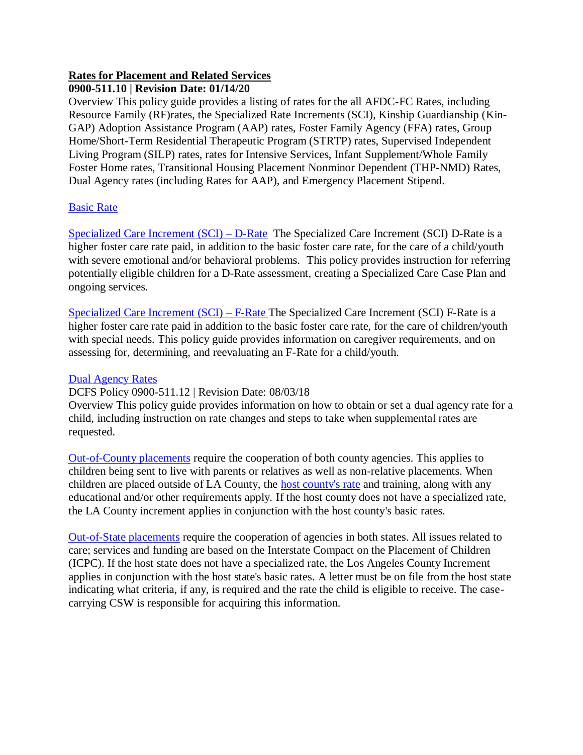**Rates for Placement and Related Services**

**0900-511.10 | Revision Date: 01/14/20**

Overview This policy guide provides a listing of rates for the all AFDC-FC Rates, including Resource Family (RF)rates, the Specialized Rate Increments (SCI), Kinship Guardianship (Kin-GAP) Adoption Assistance Program (AAP) rates, Foster Family Agency (FFA) rates, Group Home/Short-Term Residential Therapeutic Program (STRTP) rates, Supervised Independent Living Program (SILP) rates, rates for Intensive Services, Infant Supplement/Whole Family Foster Home rates, Transitional Housing Placement Nonminor Dependent (THP-NMD) Rates, Dual Agency rates (including Rates for AAP), and Emergency Placement Stipend.

Basic Rate

Specialized Care Increment (SCI) – D-Rate The Specialized Care Increment (SCI) D-Rate is a higher foster care rate paid, in addition to the basic foster care rate, for the care of a child/youth with severe emotional and/or behavioral problems. This policy provides instruction for referring potentially eligible children for a D-Rate assessment, creating a Specialized Care Case Plan and ongoing services.

Specialized Care Increment (SCI) – F-Rate The Specialized Care Increment (SCI) F-Rate is a higher foster care rate paid in addition to the basic foster care rate, for the care of children/youth with special needs. This policy guide provides information on caregiver requirements, and on assessing for, determining, and reevaluating an F-Rate for a child/youth.

Dual Agency Rates

DCFS Policy 0900-511.12 | Revision Date: 08/03/18

Overview This policy guide provides information on how to obtain or set a dual agency rate for a child, including instruction on rate changes and steps to take when supplemental rates are requested.

Out-of-County placements require the cooperation of both county agencies. This applies to children being sent to live with parents or relatives as well as non-relative placements. When children are placed outside of LA County, the host county's rate and training, along with any educational and/or other requirements apply. If the host county does not have a specialized rate, the LA County increment applies in conjunction with the host county's basic rates.

Out-of-State placements require the cooperation of agencies in both states. All issues related to care; services and funding are based on the Interstate Compact on the Placement of Children (ICPC). If the host state does not have a specialized rate, the Los Angeles County Increment applies in conjunction with the host state's basic rates. A letter must be on file from the host state indicating what criteria, if any, is required and the rate the child is eligible to receive. The case-carrying CSW is responsible for acquiring this information.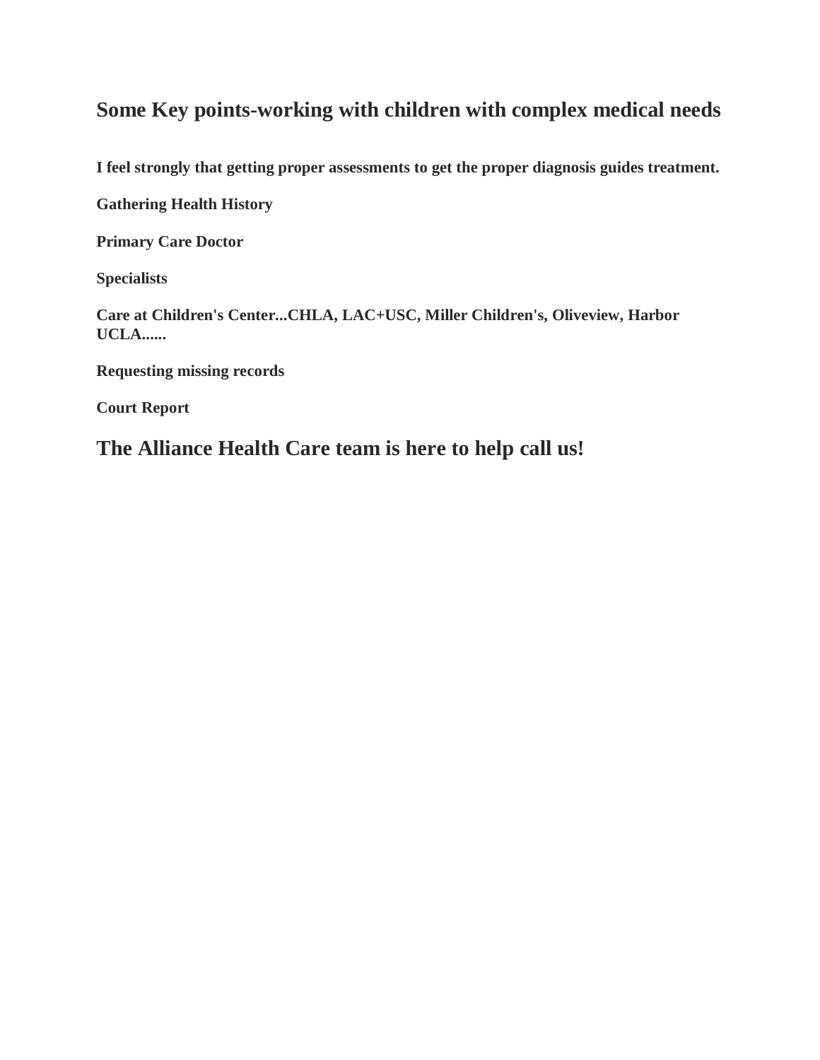## Some Key points-working with children with complex medical needs

**I feel strongly that getting proper assessments to get the proper diagnosis guides treatment.**

**Gathering Health History**

**Primary Care Doctor**

**Specialists**

**Care at Children's Center...CHLA, LAC+USC, Miller Children's, Oliveview, Harbor UCLA......**

**Requesting missing records**

**Court Report**

## The Alliance Health Care team is here to help call us!